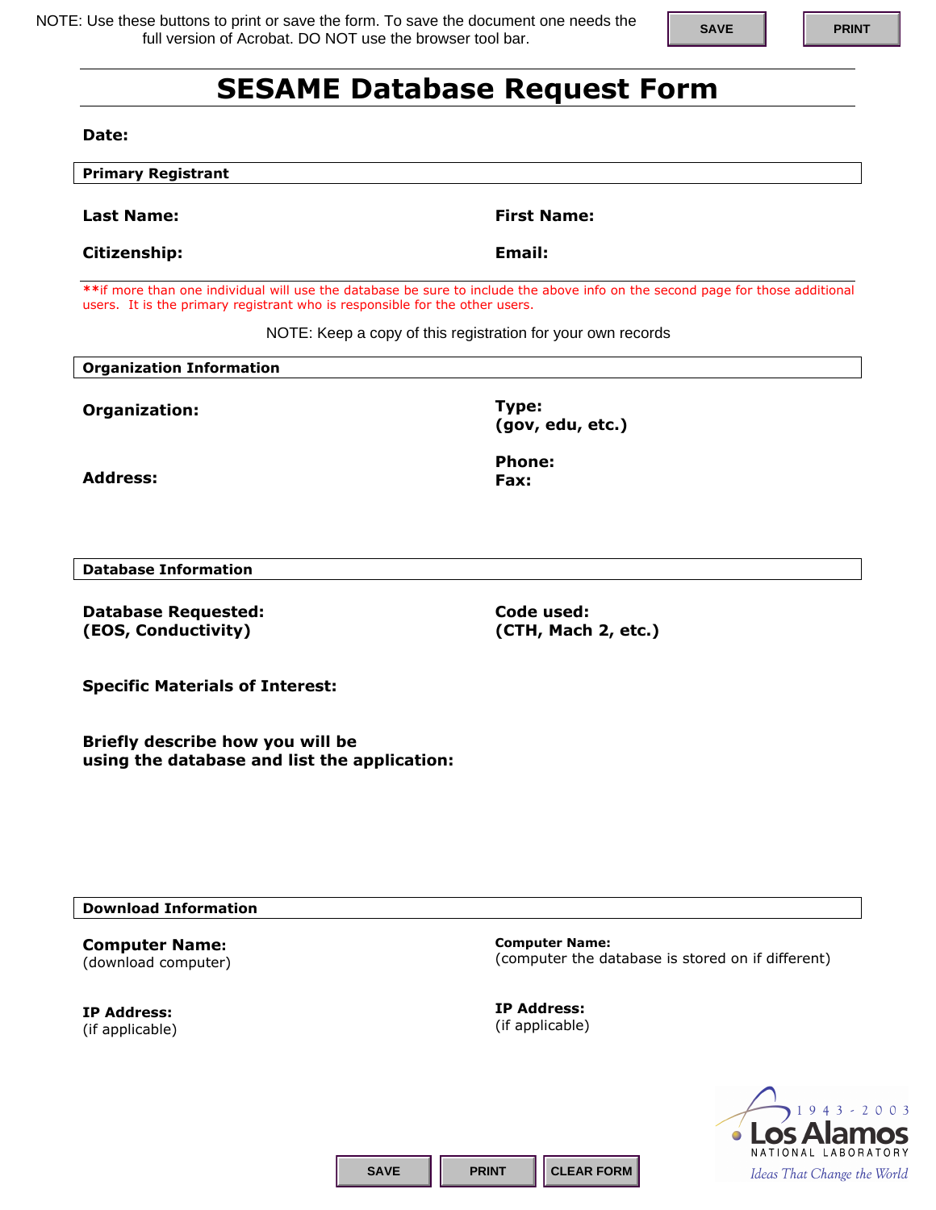NOTE: Use these buttons to print or save the form. To save the document one needs the full version of Acrobat. DO NOT use the browser tool bar.

SAVE PRINT

# SESAME Database Request Form

**Date:**

## Primary Registrant

**Last Name:**

**First Name:**

**Citizenship:**

**Email:**

****if more than one individual will use the database be sure to include the above info on the second page for those additional users. It is the primary registrant who is responsible for the other users.

NOTE: Keep a copy of this registration for your own records

## Organization Information

**Organization:**

**Type:**
**(gov, edu, etc.)**

**Address:**

**Phone:**
**Fax:**

## Database Information

**Database Requested:**
**(EOS, Conductivity)**

**Code used:**
**(CTH, Mach 2, etc.)**

**Specific Materials of Interest:**

**Briefly describe how you will be using the database and list the application:**

## Download Information

**Computer Name:**
(download computer)

**Computer Name:**
(computer the database is stored on if different)

**IP Address:**
(if applicable)

**IP Address:**
(if applicable)

SAVE PRINT CLEAR FORM

1943 - 2003
Los Alamos
NATIONAL LABORATORY
*Ideas That Change the World*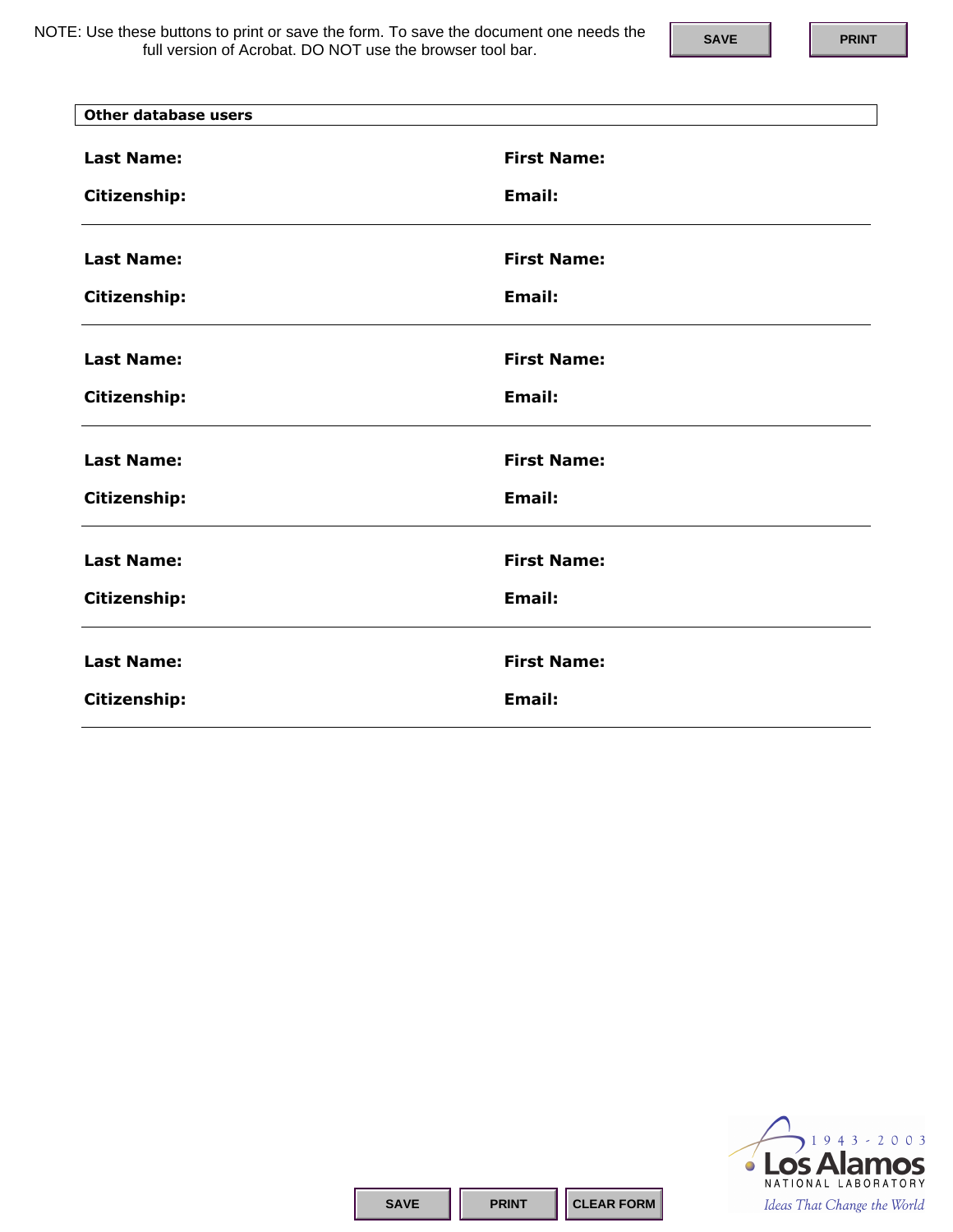NOTE: Use these buttons to print or save the form. To save the document one needs the full version of Acrobat. DO NOT use the browser tool bar.

SAVE PRINT

**Other database users**

**Last Name:** **First Name:**

**Citizenship:** **Email:**

---

**Last Name:** **First Name:**

**Citizenship:** **Email:**

---

**Last Name:** **First Name:**

**Citizenship:** **Email:**

---

**Last Name:** **First Name:**

**Citizenship:** **Email:**

---

**Last Name:** **First Name:**

**Citizenship:** **Email:**

---

**Last Name:** **First Name:**

**Citizenship:** **Email:**

---

SAVE PRINT CLEAR FORM

1943 - 2003
Los Alamos
NATIONAL LABORATORY
*Ideas That Change the World*